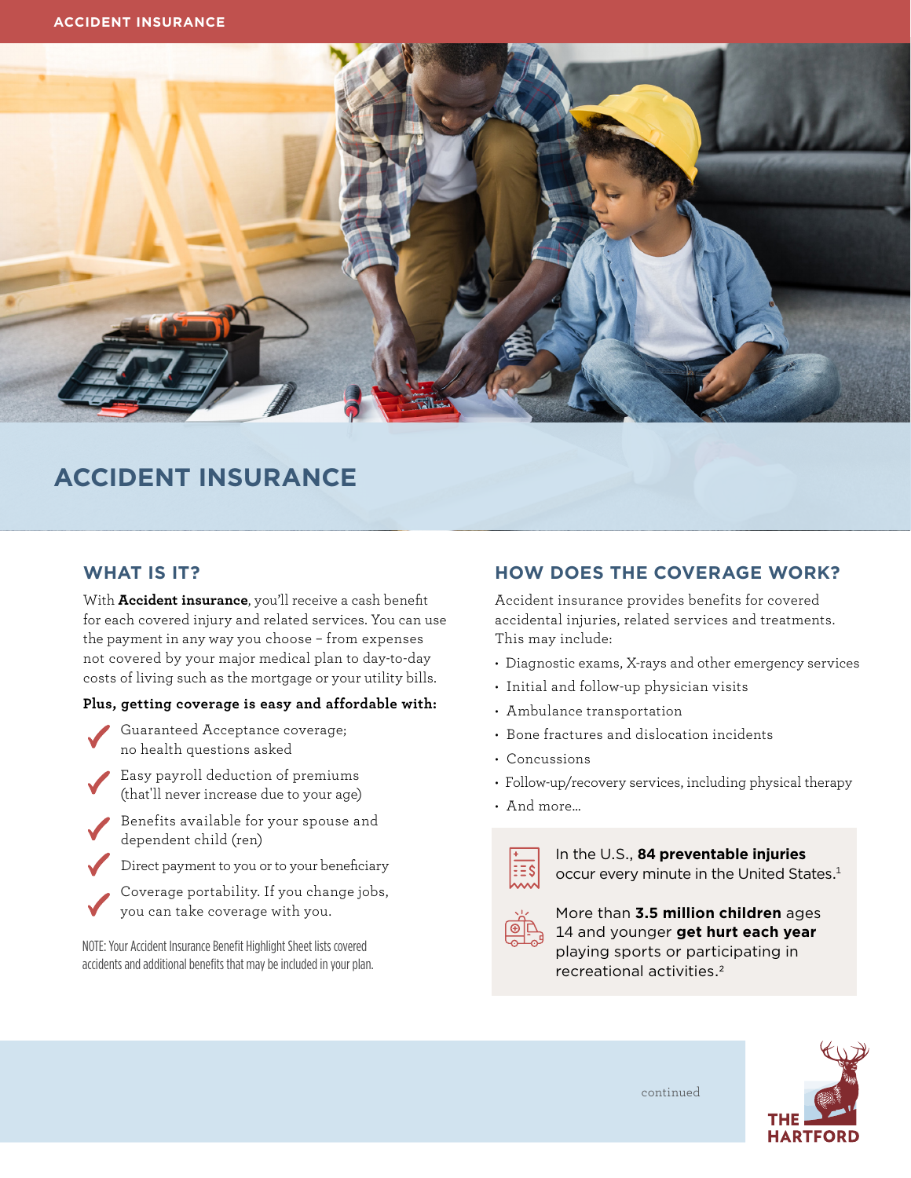# ACCIDENT INSURANCE

## WHAT IS IT?

With **Accident insurance**, you'll receive a cash benefit for each covered injury and related services. You can use the payment in any way you choose – from expenses not covered by your major medical plan to day-to-day costs of living such as the mortgage or your utility bills.

**Plus, getting coverage is easy and affordable with:**

- ✔ Guaranteed Acceptance coverage; no health questions asked
- ✔ Easy payroll deduction of premiums (that'll never increase due to your age)
- ✔ Benefits available for your spouse and dependent child (ren)
- ✔ Direct payment to you or to your beneficiary
- ✔ Coverage portability. If you change jobs, you can take coverage with you.

NOTE: Your Accident Insurance Benefit Highlight Sheet lists covered accidents and additional benefits that may be included in your plan.

## HOW DOES THE COVERAGE WORK?

Accident insurance provides benefits for covered accidental injuries, related services and treatments. This may include:

- Diagnostic exams, X-rays and other emergency services
- Initial and follow-up physician visits
- Ambulance transportation
- Bone fractures and dislocation incidents
- Concussions
- Follow-up/recovery services, including physical therapy
- And more...

In the U.S., **84 preventable injuries** occur every minute in the United States.[1]

More than **3.5 million children** ages 14 and younger **get hurt each year** playing sports or participating in recreational activities.[2]

continued

THE HARTFORD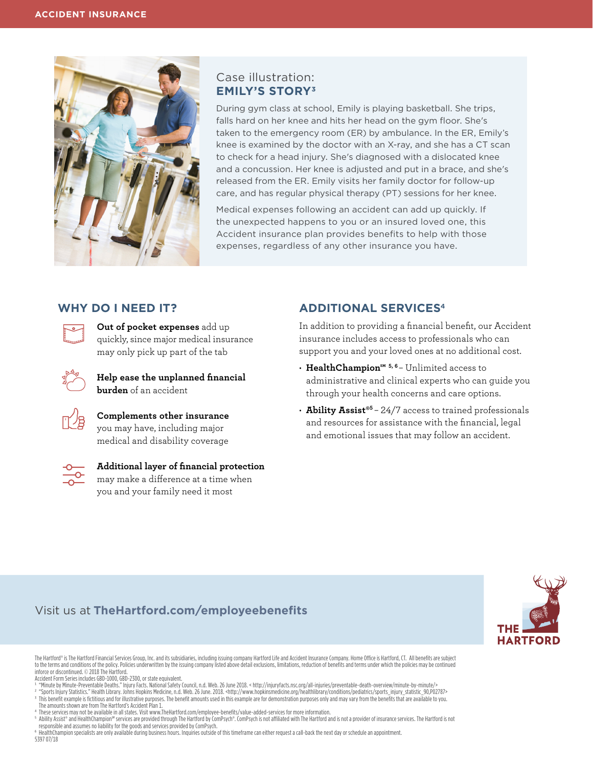## Case illustration: EMILY'S STORY[3]

During gym class at school, Emily is playing basketball. She trips, falls hard on her knee and hits her head on the gym floor. She's taken to the emergency room (ER) by ambulance. In the ER, Emily's knee is examined by the doctor with an X-ray, and she has a CT scan to check for a head injury. She's diagnosed with a dislocated knee and a concussion. Her knee is adjusted and put in a brace, and she's released from the ER. Emily visits her family doctor for follow-up care, and has regular physical therapy (PT) sessions for her knee.

Medical expenses following an accident can add up quickly. If the unexpected happens to you or an insured loved one, this Accident insurance plan provides benefits to help with those expenses, regardless of any other insurance you have.

## WHY DO I NEED IT?

**Out of pocket expenses** add up quickly, since major medical insurance may only pick up part of the tab

**Help ease the unplanned financial burden** of an accident

**Complements other insurance** you may have, including major medical and disability coverage

**Additional layer of financial protection** may make a difference at a time when you and your family need it most

## ADDITIONAL SERVICES[4]

In addition to providing a financial benefit, our Accident insurance includes access to professionals who can support you and your loved ones at no additional cost.

- **HealthChampion℠** [5, 6] – Unlimited access to administrative and clinical experts who can guide you through your health concerns and care options.
- **Ability Assist®** [5] – 24/7 access to trained professionals and resources for assistance with the financial, legal and emotional issues that may follow an accident.

Visit us at **TheHartford.com/employeebenefits**

THE HARTFORD

The Hartford® is The Hartford Financial Services Group, Inc. and its subsidiaries, including issuing company Hartford Life and Accident Insurance Company. Home Office is Hartford, CT. All benefits are subject to the terms and conditions of the policy. Policies underwritten by the issuing company listed above detail exclusions, limitations, reduction of benefits and terms under which the policies may be continued inforce or discontinued. © 2018 The Hartford.

Accident Form Series includes GBD-1000, GBD-2300, or state equivalent.

[1] "Minute by Minute-Preventable Deaths." Injury Facts. National Safety Council, n.d. Web. 26 June 2018. < http://injuryfacts.nsc.org/all-injuries/preventable-death-overview/minute-by-minute/>

[2] "Sports Injury Statistics." Health Library. Johns Hopkins Medicine, n.d. Web. 26 June. 2018. <http://www.hopkinsmedicine.org/healthlibrary/conditions/pediatrics/sports_injury_statistic_90,P02787>

[3] This benefit example is fictitious and for illustrative purposes. The benefit amounts used in this example are for demonstration purposes only and may vary from the benefits that are available to you. The amounts shown are from The Hartford's Accident Plan 1.

[4] These services may not be available in all states. Visit www.TheHartford.com/employee-benefits/value-added-services for more information.

[5] Ability Assist® and HealthChampion℠ services are provided through The Hartford by ComPsych®. ComPsych is not affiliated with The Hartford and is not a provider of insurance services. The Hartford is not responsible and assumes no liability for the goods and services provided by ComPsych.

[6] HealthChampion specialists are only available during business hours. Inquiries outside of this timeframe can either request a call-back the next day or schedule an appointment.

5397 07/18